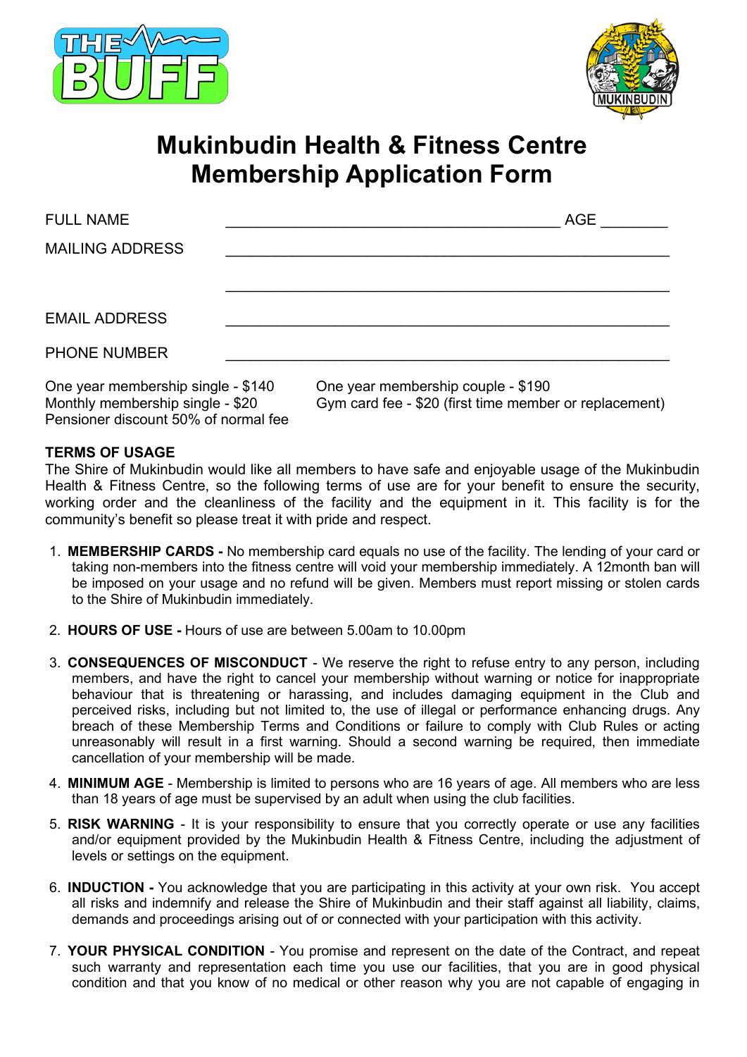# Mukinbudin Health & Fitness Centre
# Membership Application Form

FULL NAME ________________________________________ AGE ________

MAILING ADDRESS ______________________________________________________

______________________________________________________

EMAIL ADDRESS ______________________________________________________

PHONE NUMBER ______________________________________________________

One year membership single - $140
Monthly membership single - $20
Pensioner discount 50% of normal fee

One year membership couple - $190
Gym card fee - $20 (first time member or replacement)

**TERMS OF USAGE**

The Shire of Mukinbudin would like all members to have safe and enjoyable usage of the Mukinbudin Health & Fitness Centre, so the following terms of use are for your benefit to ensure the security, working order and the cleanliness of the facility and the equipment in it. This facility is for the community's benefit so please treat it with pride and respect.

1. **MEMBERSHIP CARDS -** No membership card equals no use of the facility. The lending of your card or taking non-members into the fitness centre will void your membership immediately. A 12month ban will be imposed on your usage and no refund will be given. Members must report missing or stolen cards to the Shire of Mukinbudin immediately.

2. **HOURS OF USE -** Hours of use are between 5.00am to 10.00pm

3. **CONSEQUENCES OF MISCONDUCT** - We reserve the right to refuse entry to any person, including members, and have the right to cancel your membership without warning or notice for inappropriate behaviour that is threatening or harassing, and includes damaging equipment in the Club and perceived risks, including but not limited to, the use of illegal or performance enhancing drugs. Any breach of these Membership Terms and Conditions or failure to comply with Club Rules or acting unreasonably will result in a first warning. Should a second warning be required, then immediate cancellation of your membership will be made.

4. **MINIMUM AGE** - Membership is limited to persons who are 16 years of age. All members who are less than 18 years of age must be supervised by an adult when using the club facilities.

5. **RISK WARNING** - It is your responsibility to ensure that you correctly operate or use any facilities and/or equipment provided by the Mukinbudin Health & Fitness Centre, including the adjustment of levels or settings on the equipment.

6. **INDUCTION -** You acknowledge that you are participating in this activity at your own risk. You accept all risks and indemnify and release the Shire of Mukinbudin and their staff against all liability, claims, demands and proceedings arising out of or connected with your participation with this activity.

7. **YOUR PHYSICAL CONDITION** - You promise and represent on the date of the Contract, and repeat such warranty and representation each time you use our facilities, that you are in good physical condition and that you know of no medical or other reason why you are not capable of engaging in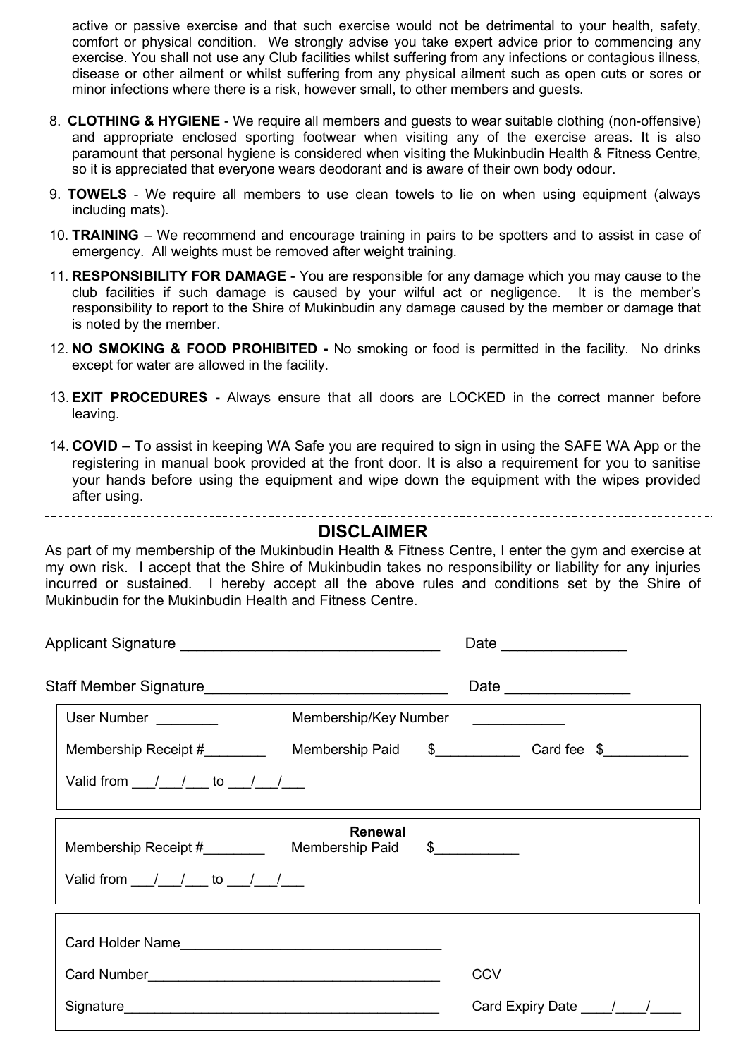active or passive exercise and that such exercise would not be detrimental to your health, safety, comfort or physical condition. We strongly advise you take expert advice prior to commencing any exercise. You shall not use any Club facilities whilst suffering from any infections or contagious illness, disease or other ailment or whilst suffering from any physical ailment such as open cuts or sores or minor infections where there is a risk, however small, to other members and guests.

8. **CLOTHING & HYGIENE** - We require all members and guests to wear suitable clothing (non-offensive) and appropriate enclosed sporting footwear when visiting any of the exercise areas. It is also paramount that personal hygiene is considered when visiting the Mukinbudin Health & Fitness Centre, so it is appreciated that everyone wears deodorant and is aware of their own body odour.
9. **TOWELS** - We require all members to use clean towels to lie on when using equipment (always including mats).
10. **TRAINING** – We recommend and encourage training in pairs to be spotters and to assist in case of emergency. All weights must be removed after weight training.
11. **RESPONSIBILITY FOR DAMAGE** - You are responsible for any damage which you may cause to the club facilities if such damage is caused by your wilful act or negligence. It is the member's responsibility to report to the Shire of Mukinbudin any damage caused by the member or damage that is noted by the member.
12. **NO SMOKING & FOOD PROHIBITED -** No smoking or food is permitted in the facility. No drinks except for water are allowed in the facility.
13. **EXIT PROCEDURES -** Always ensure that all doors are LOCKED in the correct manner before leaving.
14. **COVID** – To assist in keeping WA Safe you are required to sign in using the SAFE WA App or the registering in manual book provided at the front door. It is also a requirement for you to sanitise your hands before using the equipment and wipe down the equipment with the wipes provided after using.

---

## DISCLAIMER

As part of my membership of the Mukinbudin Health & Fitness Centre, I enter the gym and exercise at my own risk. I accept that the Shire of Mukinbudin takes no responsibility or liability for any injuries incurred or sustained. I hereby accept all the above rules and conditions set by the Shire of Mukinbudin for the Mukinbudin Health and Fitness Centre.

Applicant Signature _______________________________ Date _______________

Staff Member Signature_____________________________ Date _______________

User Number ________ Membership/Key Number ___________

Membership Receipt #________ Membership Paid $___________ Card fee $___________

Valid from ___/___/___ to ___/___/___

**Renewal**

Membership Receipt #________ Membership Paid $___________

Valid from ___/___/___ to ___/___/___

Card Holder Name_________________________________

Card Number_____________________________________ CCV

Signature_______________________________________ Card Expiry Date ____/____/____